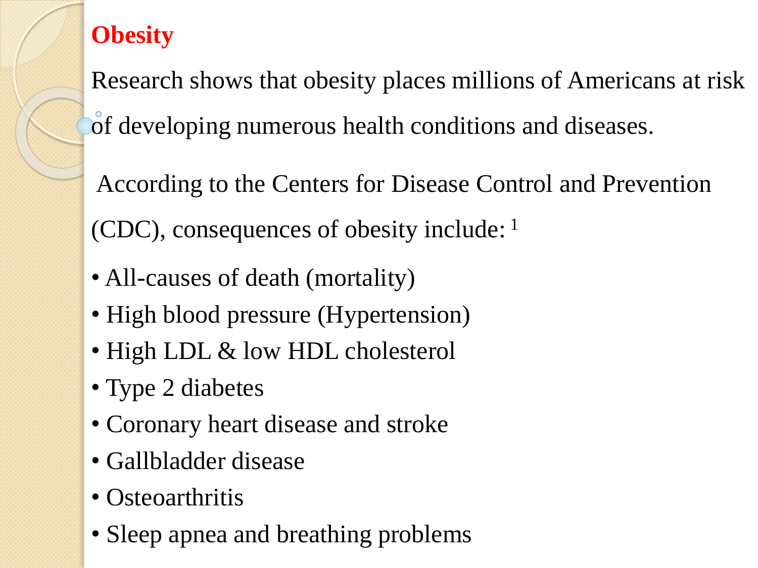# Obesity

Research shows that obesity places millions of Americans at risk of developing numerous health conditions and diseases.

According to the Centers for Disease Control and Prevention (CDC), consequences of obesity include: [1]

- All-causes of death (mortality)
- High blood pressure (Hypertension)
- High LDL & low HDL cholesterol
- Type 2 diabetes
- Coronary heart disease and stroke
- Gallbladder disease
- Osteoarthritis
- Sleep apnea and breathing problems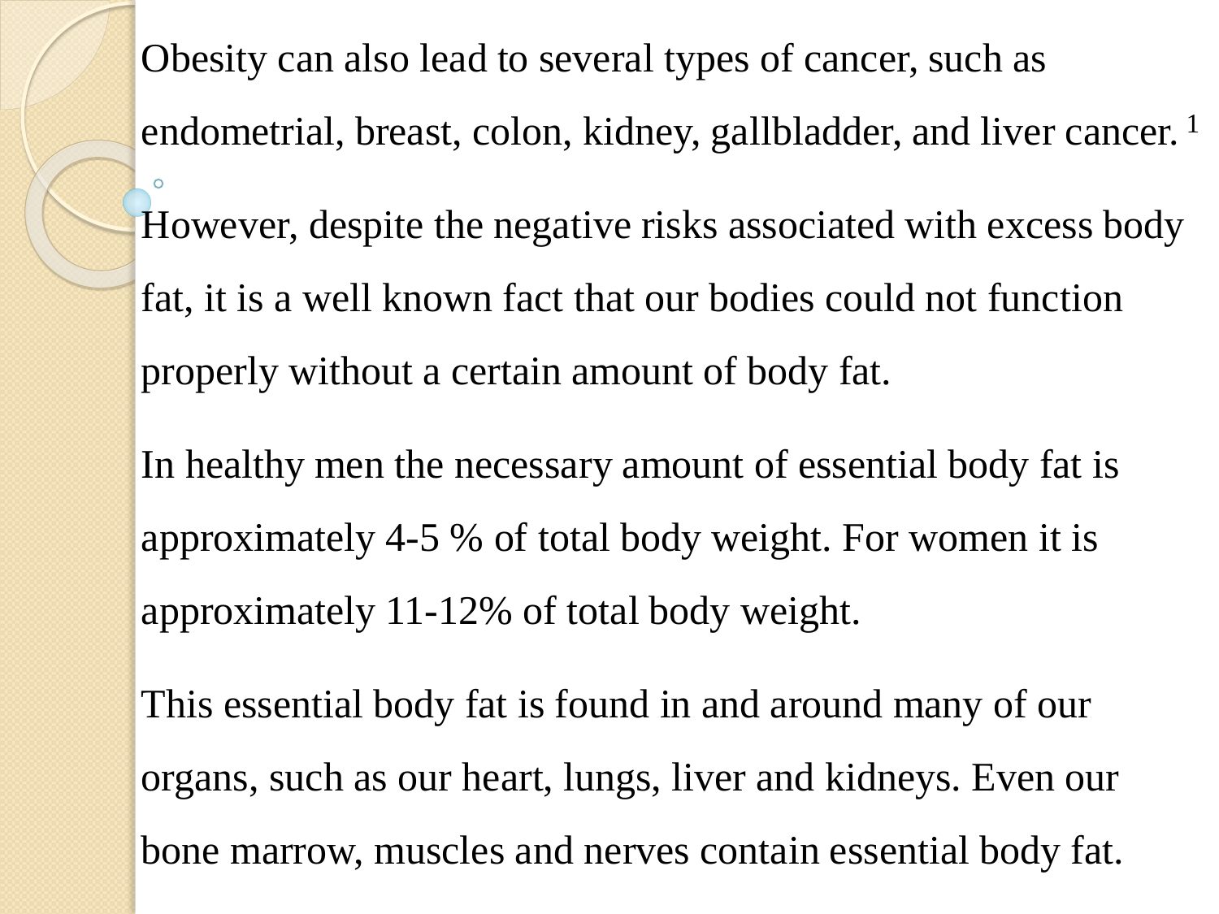Obesity can also lead to several types of cancer, such as endometrial, breast, colon, kidney, gallbladder, and liver cancer. [1]

However, despite the negative risks associated with excess body fat, it is a well known fact that our bodies could not function properly without a certain amount of body fat.

In healthy men the necessary amount of essential body fat is approximately 4-5 % of total body weight. For women it is approximately 11-12% of total body weight.

This essential body fat is found in and around many of our organs, such as our heart, lungs, liver and kidneys. Even our bone marrow, muscles and nerves contain essential body fat.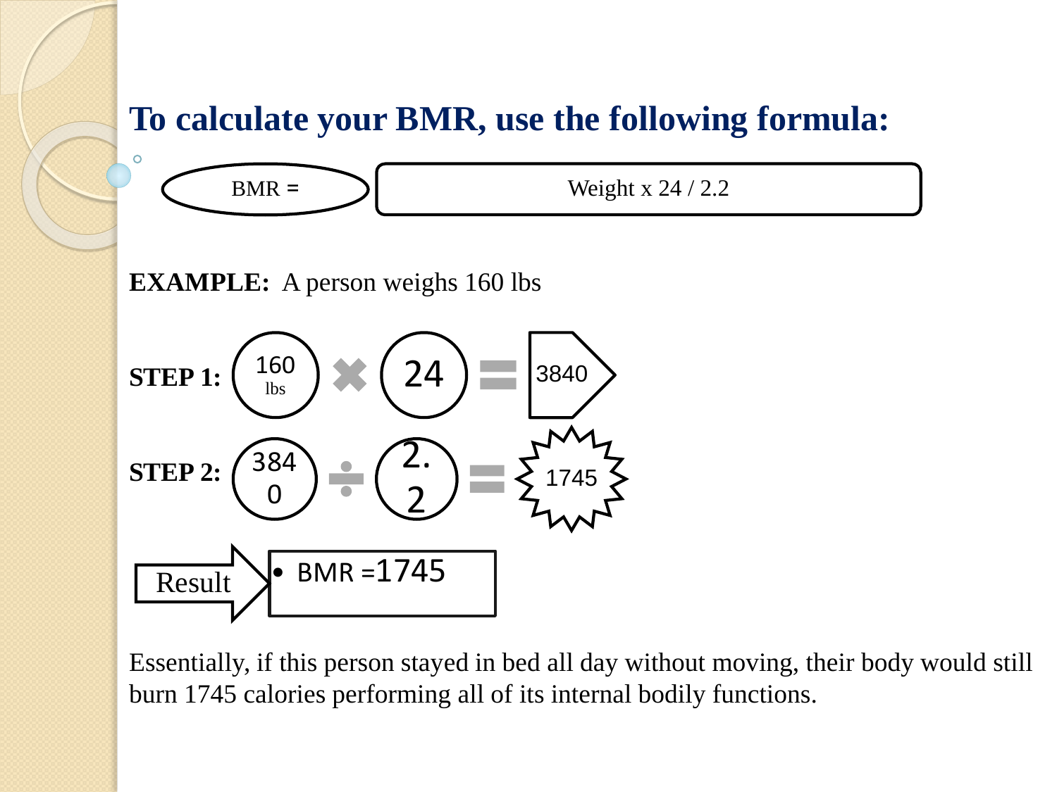# To calculate your BMR, use the following formula:

BMR = Weight x 24 / 2.2

**EXAMPLE:** A person weighs 160 lbs

**STEP 1:** 160 lbs × 24 = 3840

**STEP 2:** 3840 ÷ 2.2 = 1745

Result

- BMR =1745

Essentially, if this person stayed in bed all day without moving, their body would still burn 1745 calories performing all of its internal bodily functions.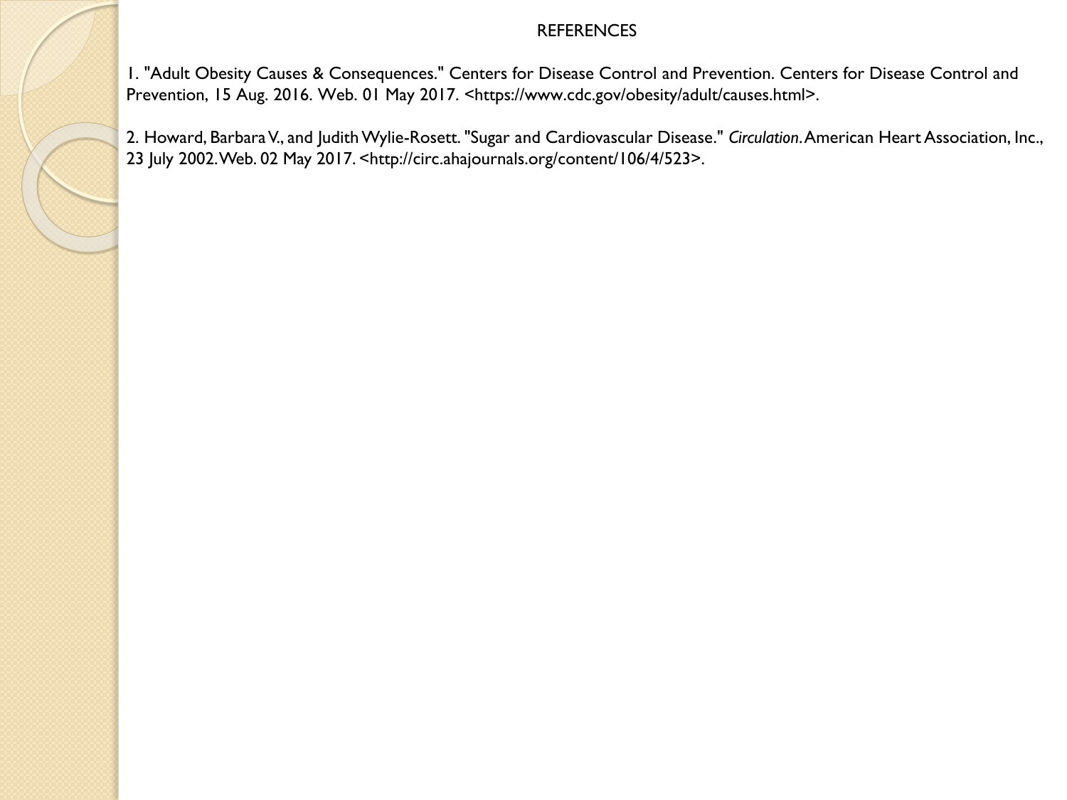# REFERENCES

1. "Adult Obesity Causes & Consequences." Centers for Disease Control and Prevention. Centers for Disease Control and Prevention, 15 Aug. 2016. Web. 01 May 2017. <https://www.cdc.gov/obesity/adult/causes.html>.

2. Howard, Barbara V., and Judith Wylie-Rosett. "Sugar and Cardiovascular Disease." *Circulation*. American Heart Association, Inc., 23 July 2002. Web. 02 May 2017. <http://circ.ahajournals.org/content/106/4/523>.